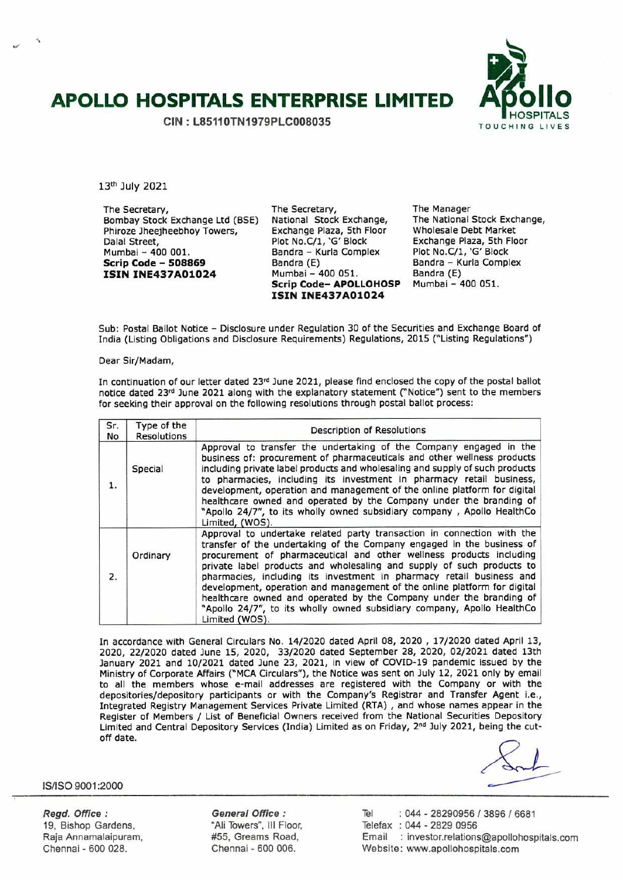# APOLLO HOSPITALS ENTERPRISE LIMITED

**CIN : L85110TN1979PLC008035**

13th July 2021

The Secretary,
Bombay Stock Exchange Ltd (BSE)
Phiroze Jheejheebhoy Towers,
Dalal Street,
Mumbai – 400 001.
**Scrip Code – 508869**
**ISIN INE437A01024**

The Secretary,
National Stock Exchange,
Exchange Plaza, 5th Floor
Plot No.C/1, 'G' Block
Bandra – Kurla Complex
Bandra (E)
Mumbai – 400 051.
**Scrip Code– APOLLOHOSP**
**ISIN INE437A01024**

The Manager
The National Stock Exchange,
Wholesale Debt Market
Exchange Plaza, 5th Floor
Plot No.C/1, 'G' Block
Bandra – Kurla Complex
Bandra (E)
Mumbai – 400 051.

Sub: Postal Ballot Notice – Disclosure under Regulation 30 of the Securities and Exchange Board of India (Listing Obligations and Disclosure Requirements) Regulations, 2015 ("Listing Regulations")

Dear Sir/Madam,

In continuation of our letter dated 23rd June 2021, please find enclosed the copy of the postal ballot notice dated 23rd June 2021 along with the explanatory statement ("Notice") sent to the members for seeking their approval on the following resolutions through postal ballot process:

| Sr. No | Type of the Resolutions | Description of Resolutions |
|---|---|---|
| 1. | Special | Approval to transfer the undertaking of the Company engaged in the business of: procurement of pharmaceuticals and other wellness products including private label products and wholesaling and supply of such products to pharmacies, including its investment in pharmacy retail business, development, operation and management of the online platform for digital healthcare owned and operated by the Company under the branding of "Apollo 24/7", to its wholly owned subsidiary company , Apollo HealthCo Limited, (WOS). |
| 2. | Ordinary | Approval to undertake related party transaction in connection with the transfer of the undertaking of the Company engaged in the business of procurement of pharmaceutical and other wellness products including private label products and wholesaling and supply of such products to pharmacies, including its investment in pharmacy retail business and development, operation and management of the online platform for digital healthcare owned and operated by the Company under the branding of "Apollo 24/7", to its wholly owned subsidiary company, Apollo HealthCo Limited (WOS). |

In accordance with General Circulars No. 14/2020 dated April 08, 2020 , 17/2020 dated April 13, 2020, 22/2020 dated June 15, 2020, 33/2020 dated September 28, 2020, 02/2021 dated 13th January 2021 and 10/2021 dated June 23, 2021, in view of COVID-19 pandemic issued by the Ministry of Corporate Affairs ("MCA Circulars"), the Notice was sent on July 12, 2021 only by email to all the members whose e-mail addresses are registered with the Company or with the depositories/depository participants or with the Company's Registrar and Transfer Agent i.e., Integrated Registry Management Services Private Limited (RTA) , and whose names appear in the Register of Members / List of Beneficial Owners received from the National Securities Depository Limited and Central Depository Services (India) Limited as on Friday, 2nd July 2021, being the cut-off date.

IS/ISO 9001:2000

*Regd. Office :*
19, Bishop Gardens,
Raja Annamalaipuram,
Chennai - 600 028.

*General Office :*
"Ali Towers", III Floor,
#55, Greams Road,
Chennai - 600 006.

Tel : 044 - 28290956 / 3896 / 6681
Telefax : 044 - 2829 0956
Email : investor.relations@apollohospitals.com
Website: www.apollohospitals.com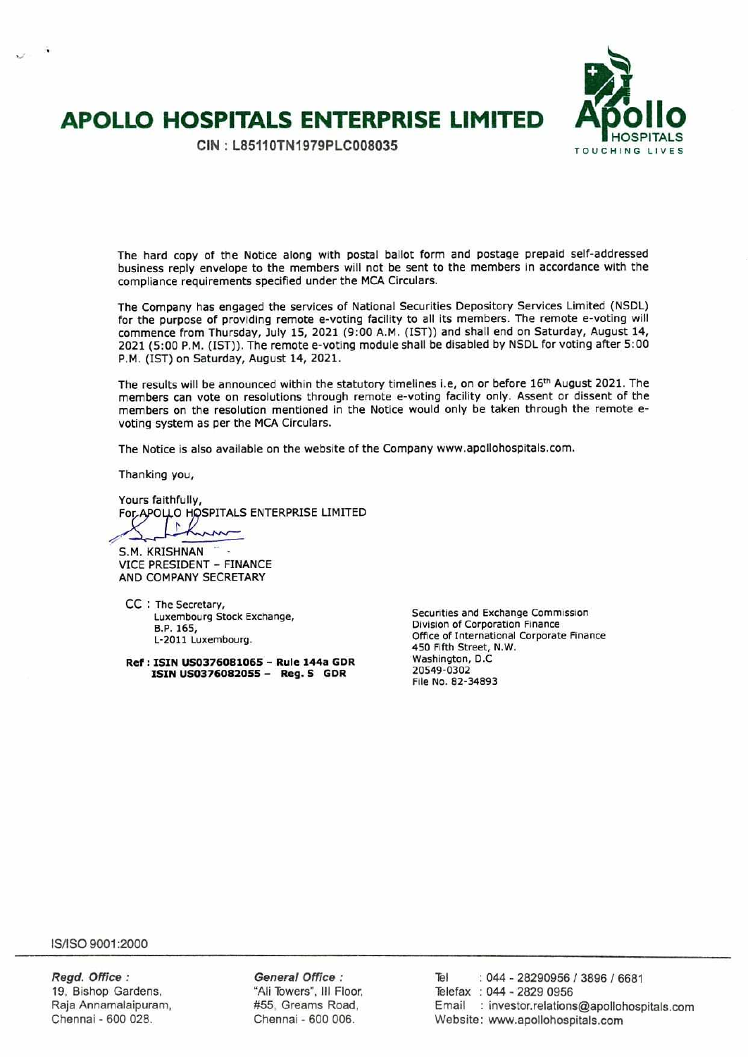# APOLLO HOSPITALS ENTERPRISE LIMITED

CIN : L85110TN1979PLC008035

The hard copy of the Notice along with postal ballot form and postage prepaid self-addressed business reply envelope to the members will not be sent to the members in accordance with the compliance requirements specified under the MCA Circulars.

The Company has engaged the services of National Securities Depository Services Limited (NSDL) for the purpose of providing remote e-voting facility to all its members. The remote e-voting will commence from Thursday, July 15, 2021 (9:00 A.M. (IST)) and shall end on Saturday, August 14, 2021 (5:00 P.M. (IST)). The remote e-voting module shall be disabled by NSDL for voting after 5:00 P.M. (IST) on Saturday, August 14, 2021.

The results will be announced within the statutory timelines i.e, on or before 16th August 2021. The members can vote on resolutions through remote e-voting facility only. Assent or dissent of the members on the resolution mentioned in the Notice would only be taken through the remote e-voting system as per the MCA Circulars.

The Notice is also available on the website of the Company www.apollohospitals.com.

Thanking you,

Yours faithfully,
For APOLLO HOSPITALS ENTERPRISE LIMITED

S.M. KRISHNAN
VICE PRESIDENT – FINANCE
AND COMPANY SECRETARY

CC : The Secretary,
Luxembourg Stock Exchange,
B.P. 165,
L-2011 Luxembourg.

**Ref : ISIN US0376081065 – Rule 144a GDR**
**ISIN US0376082055 – Reg. S GDR**

Securities and Exchange Commission
Division of Corporation Finance
Office of International Corporate Finance
450 Fifth Street, N.W.
Washington, D.C
20549-0302
File No. 82-34893

IS/ISO 9001:2000

*Regd. Office :*
19, Bishop Gardens,
Raja Annamalaipuram,
Chennai - 600 028.

*General Office :*
"Ali Towers", III Floor,
#55, Greams Road,
Chennai - 600 006.

Tel : 044 - 28290956 / 3896 / 6681
Telefax : 044 - 2829 0956
Email : investor.relations@apollohospitals.com
Website: www.apollohospitals.com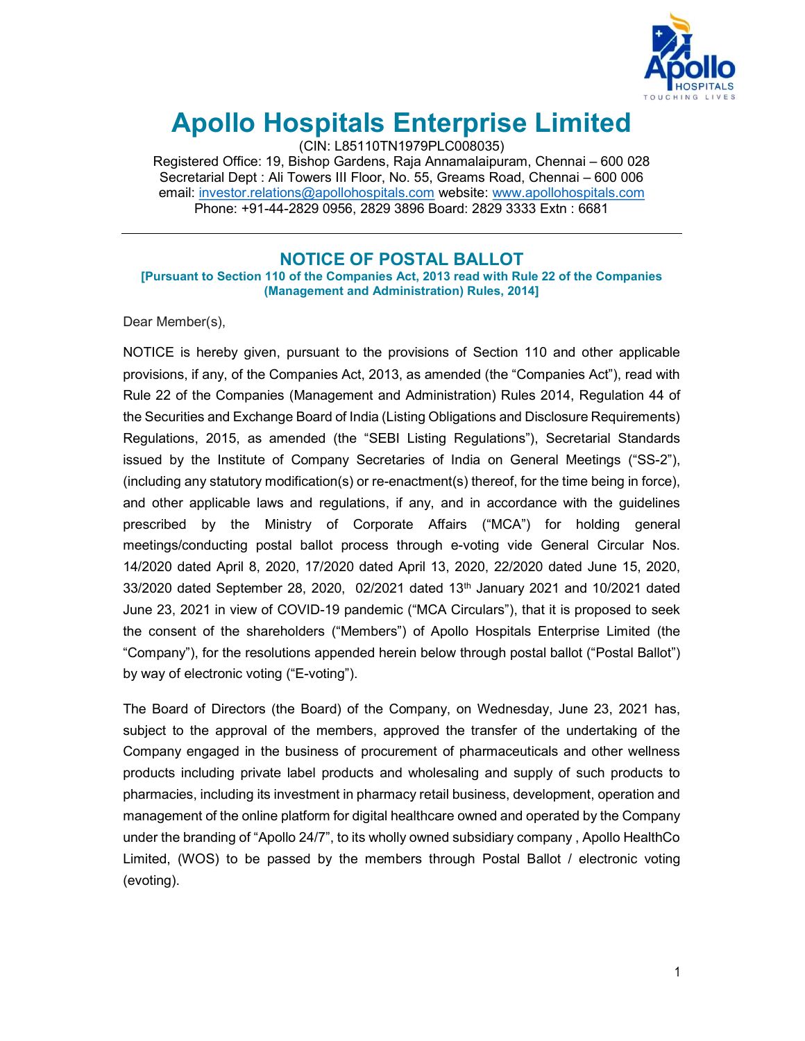# Apollo Hospitals Enterprise Limited

(CIN: L85110TN1979PLC008035)
Registered Office: 19, Bishop Gardens, Raja Annamalaipuram, Chennai – 600 028
Secretarial Dept : Ali Towers III Floor, No. 55, Greams Road, Chennai – 600 006
email: investor.relations@apollohospitals.com website: www.apollohospitals.com
Phone: +91-44-2829 0956, 2829 3896 Board: 2829 3333 Extn : 6681

---

## NOTICE OF POSTAL BALLOT

**[Pursuant to Section 110 of the Companies Act, 2013 read with Rule 22 of the Companies (Management and Administration) Rules, 2014]**

Dear Member(s),

NOTICE is hereby given, pursuant to the provisions of Section 110 and other applicable provisions, if any, of the Companies Act, 2013, as amended (the "Companies Act"), read with Rule 22 of the Companies (Management and Administration) Rules 2014, Regulation 44 of the Securities and Exchange Board of India (Listing Obligations and Disclosure Requirements) Regulations, 2015, as amended (the "SEBI Listing Regulations"), Secretarial Standards issued by the Institute of Company Secretaries of India on General Meetings ("SS-2"), (including any statutory modification(s) or re-enactment(s) thereof, for the time being in force), and other applicable laws and regulations, if any, and in accordance with the guidelines prescribed by the Ministry of Corporate Affairs ("MCA") for holding general meetings/conducting postal ballot process through e-voting vide General Circular Nos. 14/2020 dated April 8, 2020, 17/2020 dated April 13, 2020, 22/2020 dated June 15, 2020, 33/2020 dated September 28, 2020, 02/2021 dated 13th January 2021 and 10/2021 dated June 23, 2021 in view of COVID-19 pandemic ("MCA Circulars"), that it is proposed to seek the consent of the shareholders ("Members") of Apollo Hospitals Enterprise Limited (the "Company"), for the resolutions appended herein below through postal ballot ("Postal Ballot") by way of electronic voting ("E-voting").

The Board of Directors (the Board) of the Company, on Wednesday, June 23, 2021 has, subject to the approval of the members, approved the transfer of the undertaking of the Company engaged in the business of procurement of pharmaceuticals and other wellness products including private label products and wholesaling and supply of such products to pharmacies, including its investment in pharmacy retail business, development, operation and management of the online platform for digital healthcare owned and operated by the Company under the branding of "Apollo 24/7", to its wholly owned subsidiary company , Apollo HealthCo Limited, (WOS) to be passed by the members through Postal Ballot / electronic voting (evoting).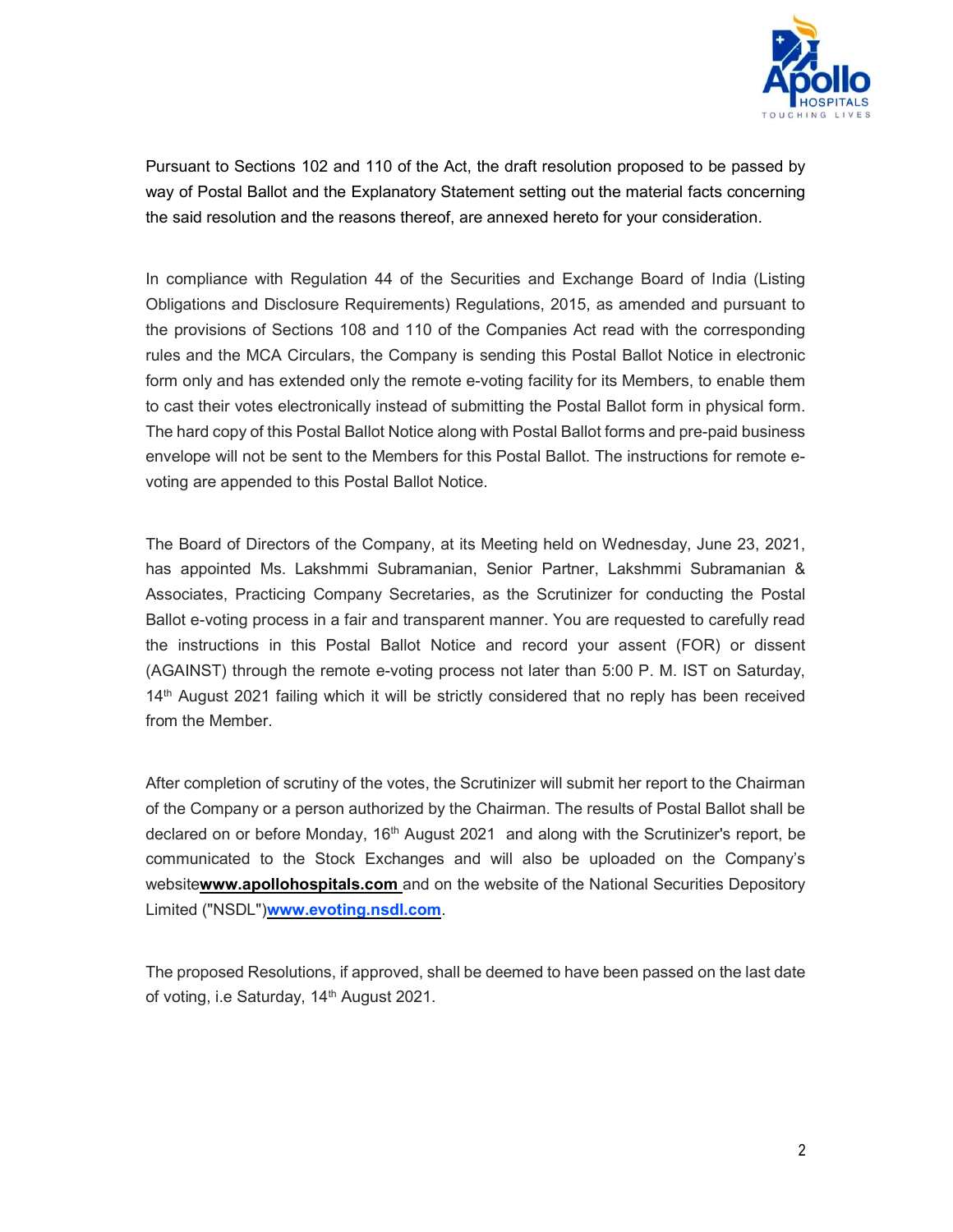Pursuant to Sections 102 and 110 of the Act, the draft resolution proposed to be passed by way of Postal Ballot and the Explanatory Statement setting out the material facts concerning the said resolution and the reasons thereof, are annexed hereto for your consideration.

In compliance with Regulation 44 of the Securities and Exchange Board of India (Listing Obligations and Disclosure Requirements) Regulations, 2015, as amended and pursuant to the provisions of Sections 108 and 110 of the Companies Act read with the corresponding rules and the MCA Circulars, the Company is sending this Postal Ballot Notice in electronic form only and has extended only the remote e-voting facility for its Members, to enable them to cast their votes electronically instead of submitting the Postal Ballot form in physical form. The hard copy of this Postal Ballot Notice along with Postal Ballot forms and pre-paid business envelope will not be sent to the Members for this Postal Ballot. The instructions for remote e-voting are appended to this Postal Ballot Notice.

The Board of Directors of the Company, at its Meeting held on Wednesday, June 23, 2021, has appointed Ms. Lakshmmi Subramanian, Senior Partner, Lakshmmi Subramanian & Associates, Practicing Company Secretaries, as the Scrutinizer for conducting the Postal Ballot e-voting process in a fair and transparent manner. You are requested to carefully read the instructions in this Postal Ballot Notice and record your assent (FOR) or dissent (AGAINST) through the remote e-voting process not later than 5:00 P. M. IST on Saturday, 14th August 2021 failing which it will be strictly considered that no reply has been received from the Member.

After completion of scrutiny of the votes, the Scrutinizer will submit her report to the Chairman of the Company or a person authorized by the Chairman. The results of Postal Ballot shall be declared on or before Monday, 16th August 2021 and along with the Scrutinizer's report, be communicated to the Stock Exchanges and will also be uploaded on the Company's website **www.apollohospitals.com** and on the website of the National Securities Depository Limited ("NSDL") **www.evoting.nsdl.com**.

The proposed Resolutions, if approved, shall be deemed to have been passed on the last date of voting, i.e Saturday, 14th August 2021.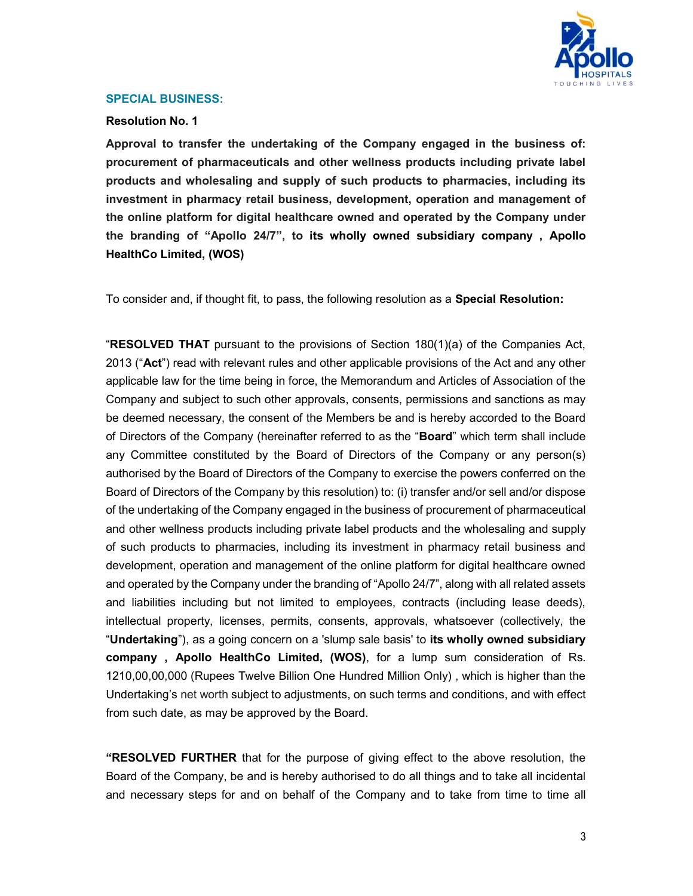## SPECIAL BUSINESS:

### Resolution No. 1

**Approval to transfer the undertaking of the Company engaged in the business of: procurement of pharmaceuticals and other wellness products including private label products and wholesaling and supply of such products to pharmacies, including its investment in pharmacy retail business, development, operation and management of the online platform for digital healthcare owned and operated by the Company under the branding of "Apollo 24/7", to its wholly owned subsidiary company , Apollo HealthCo Limited, (WOS)**

To consider and, if thought fit, to pass, the following resolution as a **Special Resolution:**

"**RESOLVED THAT** pursuant to the provisions of Section 180(1)(a) of the Companies Act, 2013 ("**Act**") read with relevant rules and other applicable provisions of the Act and any other applicable law for the time being in force, the Memorandum and Articles of Association of the Company and subject to such other approvals, consents, permissions and sanctions as may be deemed necessary, the consent of the Members be and is hereby accorded to the Board of Directors of the Company (hereinafter referred to as the "**Board**" which term shall include any Committee constituted by the Board of Directors of the Company or any person(s) authorised by the Board of Directors of the Company to exercise the powers conferred on the Board of Directors of the Company by this resolution) to: (i) transfer and/or sell and/or dispose of the undertaking of the Company engaged in the business of procurement of pharmaceutical and other wellness products including private label products and the wholesaling and supply of such products to pharmacies, including its investment in pharmacy retail business and development, operation and management of the online platform for digital healthcare owned and operated by the Company under the branding of "Apollo 24/7", along with all related assets and liabilities including but not limited to employees, contracts (including lease deeds), intellectual property, licenses, permits, consents, approvals, whatsoever (collectively, the "**Undertaking**"), as a going concern on a 'slump sale basis' to **its wholly owned subsidiary company , Apollo HealthCo Limited, (WOS)**, for a lump sum consideration of Rs. 1210,00,00,000 (Rupees Twelve Billion One Hundred Million Only) , which is higher than the Undertaking's net worth subject to adjustments, on such terms and conditions, and with effect from such date, as may be approved by the Board.

**"RESOLVED FURTHER** that for the purpose of giving effect to the above resolution, the Board of the Company, be and is hereby authorised to do all things and to take all incidental and necessary steps for and on behalf of the Company and to take from time to time all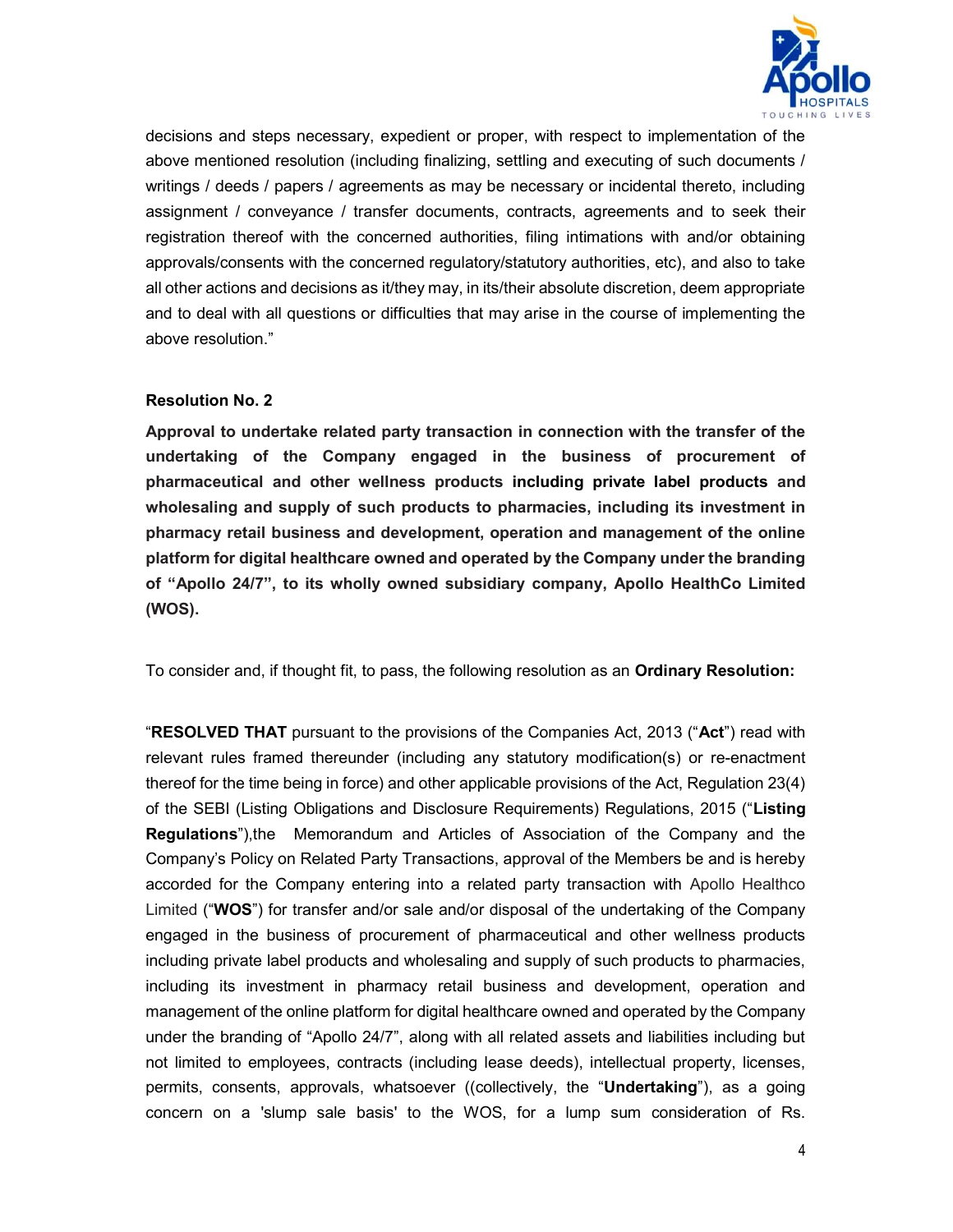decisions and steps necessary, expedient or proper, with respect to implementation of the above mentioned resolution (including finalizing, settling and executing of such documents / writings / deeds / papers / agreements as may be necessary or incidental thereto, including assignment / conveyance / transfer documents, contracts, agreements and to seek their registration thereof with the concerned authorities, filing intimations with and/or obtaining approvals/consents with the concerned regulatory/statutory authorities, etc), and also to take all other actions and decisions as it/they may, in its/their absolute discretion, deem appropriate and to deal with all questions or difficulties that may arise in the course of implementing the above resolution."

**Resolution No. 2**

**Approval to undertake related party transaction in connection with the transfer of the undertaking of the Company engaged in the business of procurement of pharmaceutical and other wellness products including private label products and wholesaling and supply of such products to pharmacies, including its investment in pharmacy retail business and development, operation and management of the online platform for digital healthcare owned and operated by the Company under the branding of "Apollo 24/7", to its wholly owned subsidiary company, Apollo HealthCo Limited (WOS).**

To consider and, if thought fit, to pass, the following resolution as an **Ordinary Resolution:**

"**RESOLVED THAT** pursuant to the provisions of the Companies Act, 2013 ("**Act**") read with relevant rules framed thereunder (including any statutory modification(s) or re-enactment thereof for the time being in force) and other applicable provisions of the Act, Regulation 23(4) of the SEBI (Listing Obligations and Disclosure Requirements) Regulations, 2015 ("**Listing Regulations**"),the Memorandum and Articles of Association of the Company and the Company's Policy on Related Party Transactions, approval of the Members be and is hereby accorded for the Company entering into a related party transaction with Apollo Healthco Limited ("**WOS**") for transfer and/or sale and/or disposal of the undertaking of the Company engaged in the business of procurement of pharmaceutical and other wellness products including private label products and wholesaling and supply of such products to pharmacies, including its investment in pharmacy retail business and development, operation and management of the online platform for digital healthcare owned and operated by the Company under the branding of "Apollo 24/7", along with all related assets and liabilities including but not limited to employees, contracts (including lease deeds), intellectual property, licenses, permits, consents, approvals, whatsoever ((collectively, the "**Undertaking**"), as a going concern on a 'slump sale basis' to the WOS, for a lump sum consideration of Rs.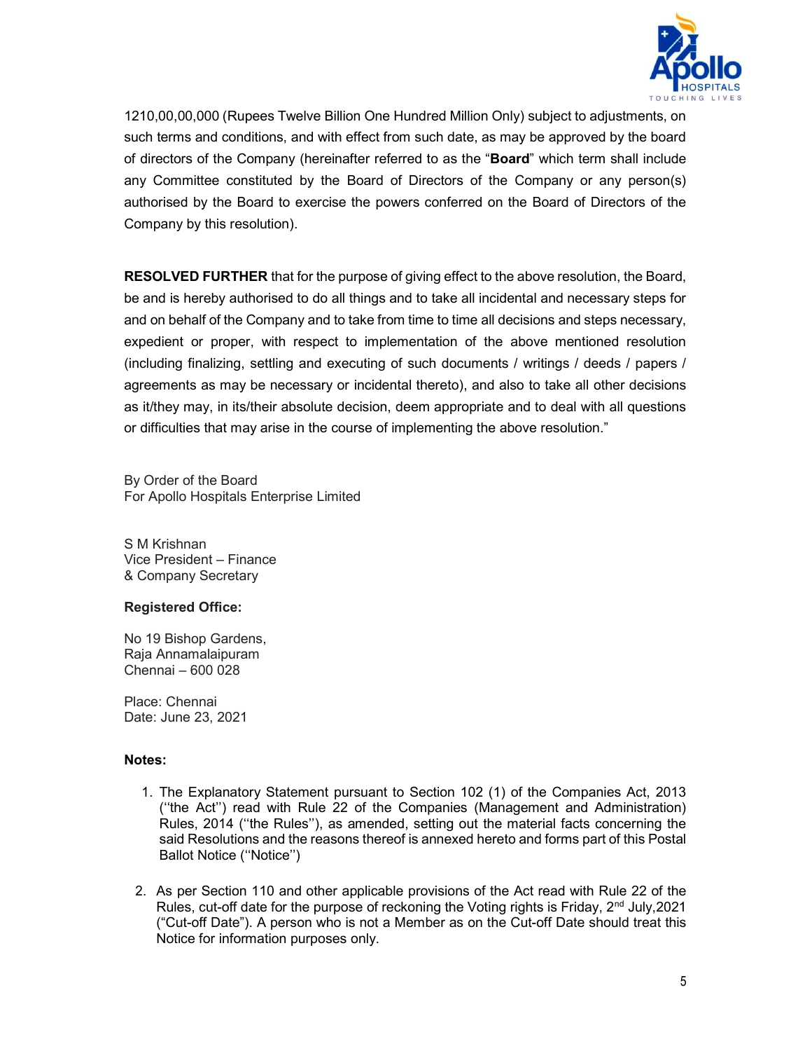1210,00,00,000 (Rupees Twelve Billion One Hundred Million Only) subject to adjustments, on such terms and conditions, and with effect from such date, as may be approved by the board of directors of the Company (hereinafter referred to as the "**Board**" which term shall include any Committee constituted by the Board of Directors of the Company or any person(s) authorised by the Board to exercise the powers conferred on the Board of Directors of the Company by this resolution).

**RESOLVED FURTHER** that for the purpose of giving effect to the above resolution, the Board, be and is hereby authorised to do all things and to take all incidental and necessary steps for and on behalf of the Company and to take from time to time all decisions and steps necessary, expedient or proper, with respect to implementation of the above mentioned resolution (including finalizing, settling and executing of such documents / writings / deeds / papers / agreements as may be necessary or incidental thereto), and also to take all other decisions as it/they may, in its/their absolute decision, deem appropriate and to deal with all questions or difficulties that may arise in the course of implementing the above resolution."

By Order of the Board
For Apollo Hospitals Enterprise Limited

S M Krishnan
Vice President – Finance
& Company Secretary

**Registered Office:**

No 19 Bishop Gardens,
Raja Annamalaipuram
Chennai – 600 028

Place: Chennai
Date: June 23, 2021

**Notes:**

1. The Explanatory Statement pursuant to Section 102 (1) of the Companies Act, 2013 ("the Act") read with Rule 22 of the Companies (Management and Administration) Rules, 2014 ("the Rules"), as amended, setting out the material facts concerning the said Resolutions and the reasons thereof is annexed hereto and forms part of this Postal Ballot Notice ("Notice")

2. As per Section 110 and other applicable provisions of the Act read with Rule 22 of the Rules, cut-off date for the purpose of reckoning the Voting rights is Friday, 2nd July,2021 ("Cut-off Date"). A person who is not a Member as on the Cut-off Date should treat this Notice for information purposes only.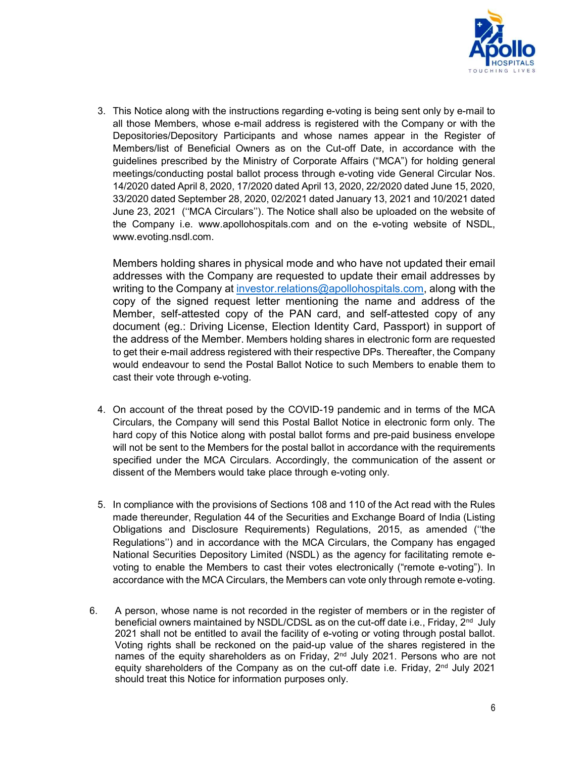3. This Notice along with the instructions regarding e-voting is being sent only by e-mail to all those Members, whose e-mail address is registered with the Company or with the Depositories/Depository Participants and whose names appear in the Register of Members/list of Beneficial Owners as on the Cut-off Date, in accordance with the guidelines prescribed by the Ministry of Corporate Affairs ("MCA") for holding general meetings/conducting postal ballot process through e-voting vide General Circular Nos. 14/2020 dated April 8, 2020, 17/2020 dated April 13, 2020, 22/2020 dated June 15, 2020, 33/2020 dated September 28, 2020, 02/2021 dated January 13, 2021 and 10/2021 dated June 23, 2021 (''MCA Circulars''). The Notice shall also be uploaded on the website of the Company i.e. www.apollohospitals.com and on the e-voting website of NSDL, www.evoting.nsdl.com.

   Members holding shares in physical mode and who have not updated their email addresses with the Company are requested to update their email addresses by writing to the Company at investor.relations@apollohospitals.com, along with the copy of the signed request letter mentioning the name and address of the Member, self-attested copy of the PAN card, and self-attested copy of any document (eg.: Driving License, Election Identity Card, Passport) in support of the address of the Member. Members holding shares in electronic form are requested to get their e-mail address registered with their respective DPs. Thereafter, the Company would endeavour to send the Postal Ballot Notice to such Members to enable them to cast their vote through e-voting.

4. On account of the threat posed by the COVID-19 pandemic and in terms of the MCA Circulars, the Company will send this Postal Ballot Notice in electronic form only. The hard copy of this Notice along with postal ballot forms and pre-paid business envelope will not be sent to the Members for the postal ballot in accordance with the requirements specified under the MCA Circulars. Accordingly, the communication of the assent or dissent of the Members would take place through e-voting only.

5. In compliance with the provisions of Sections 108 and 110 of the Act read with the Rules made thereunder, Regulation 44 of the Securities and Exchange Board of India (Listing Obligations and Disclosure Requirements) Regulations, 2015, as amended (''the Regulations'') and in accordance with the MCA Circulars, the Company has engaged National Securities Depository Limited (NSDL) as the agency for facilitating remote e-voting to enable the Members to cast their votes electronically ("remote e-voting"). In accordance with the MCA Circulars, the Members can vote only through remote e-voting.

6. A person, whose name is not recorded in the register of members or in the register of beneficial owners maintained by NSDL/CDSL as on the cut-off date i.e., Friday, 2nd July 2021 shall not be entitled to avail the facility of e-voting or voting through postal ballot. Voting rights shall be reckoned on the paid-up value of the shares registered in the names of the equity shareholders as on Friday, 2nd July 2021. Persons who are not equity shareholders of the Company as on the cut-off date i.e. Friday, 2nd July 2021 should treat this Notice for information purposes only.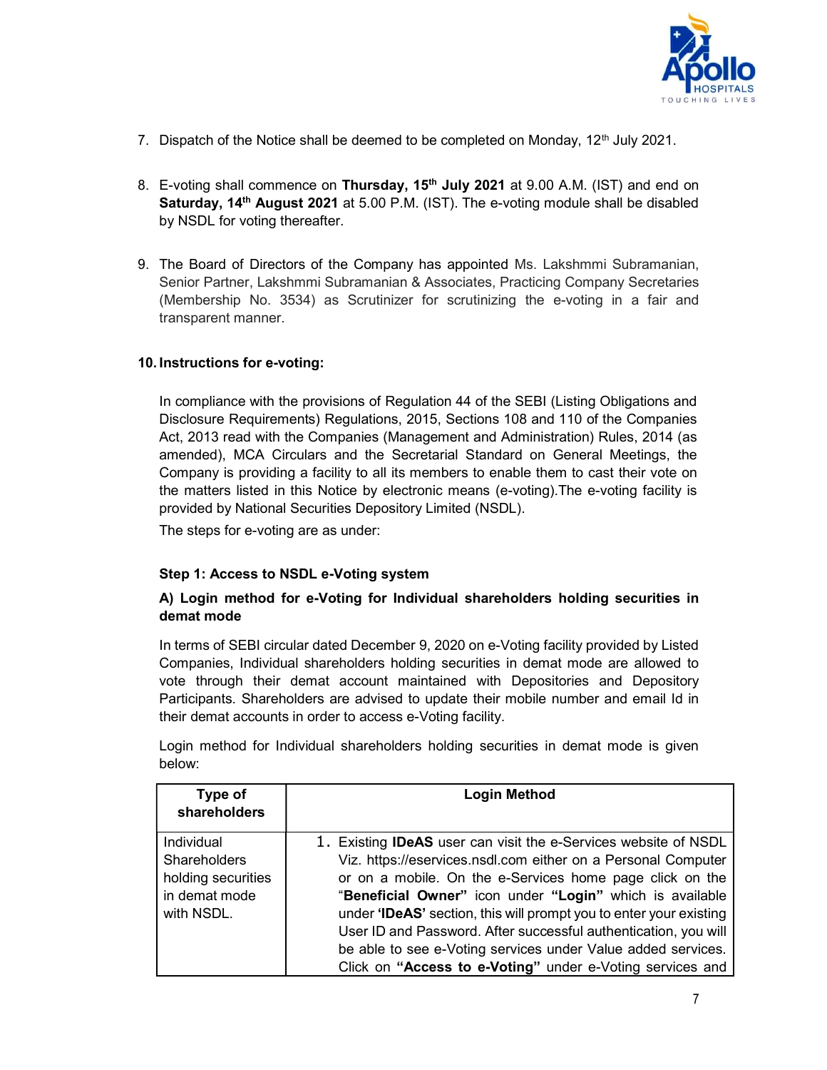7. Dispatch of the Notice shall be deemed to be completed on Monday, 12th July 2021.

8. E-voting shall commence on **Thursday, 15th July 2021** at 9.00 A.M. (IST) and end on **Saturday, 14th August 2021** at 5.00 P.M. (IST). The e-voting module shall be disabled by NSDL for voting thereafter.

9. The Board of Directors of the Company has appointed Ms. Lakshmmi Subramanian, Senior Partner, Lakshmmi Subramanian & Associates, Practicing Company Secretaries (Membership No. 3534) as Scrutinizer for scrutinizing the e-voting in a fair and transparent manner.

**10. Instructions for e-voting:**

In compliance with the provisions of Regulation 44 of the SEBI (Listing Obligations and Disclosure Requirements) Regulations, 2015, Sections 108 and 110 of the Companies Act, 2013 read with the Companies (Management and Administration) Rules, 2014 (as amended), MCA Circulars and the Secretarial Standard on General Meetings, the Company is providing a facility to all its members to enable them to cast their vote on the matters listed in this Notice by electronic means (e-voting).The e-voting facility is provided by National Securities Depository Limited (NSDL).

The steps for e-voting are as under:

**Step 1: Access to NSDL e-Voting system**

**A) Login method for e-Voting for Individual shareholders holding securities in demat mode**

In terms of SEBI circular dated December 9, 2020 on e-Voting facility provided by Listed Companies, Individual shareholders holding securities in demat mode are allowed to vote through their demat account maintained with Depositories and Depository Participants. Shareholders are advised to update their mobile number and email Id in their demat accounts in order to access e-Voting facility.

Login method for Individual shareholders holding securities in demat mode is given below:

| Type of shareholders | Login Method |
|---|---|
| Individual Shareholders holding securities in demat mode with NSDL. | 1. Existing **IDeAS** user can visit the e-Services website of NSDL Viz. https://eservices.nsdl.com either on a Personal Computer or on a mobile. On the e-Services home page click on the "**Beneficial Owner"** icon under **"Login"** which is available under **'IDeAS'** section, this will prompt you to enter your existing User ID and Password. After successful authentication, you will be able to see e-Voting services under Value added services. Click on **"Access to e-Voting"** under e-Voting services and |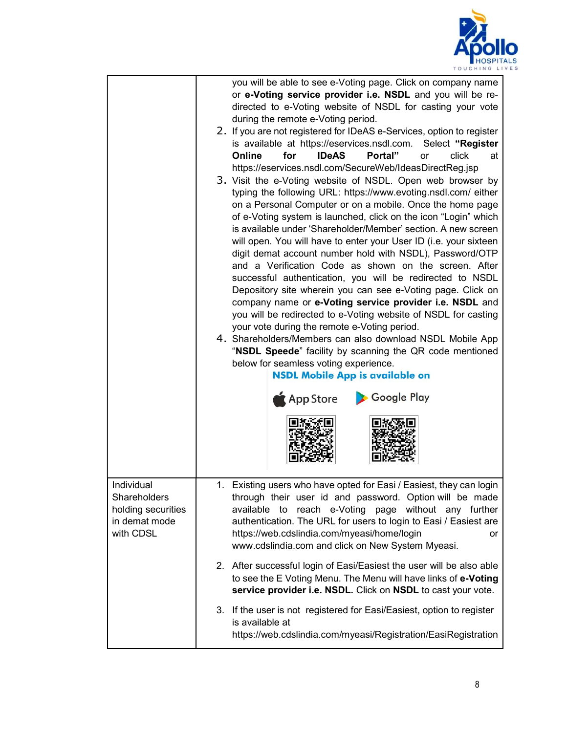| | |
|---|---|
| | you will be able to see e-Voting page. Click on company name or **e-Voting service provider i.e. NSDL** and you will be re-directed to e-Voting website of NSDL for casting your vote during the remote e-Voting period.<br>2. If you are not registered for IDeAS e-Services, option to register is available at https://eservices.nsdl.com. Select **"Register Online for IDeAS Portal"** or click at https://eservices.nsdl.com/SecureWeb/IdeasDirectReg.jsp<br>3. Visit the e-Voting website of NSDL. Open web browser by typing the following URL: https://www.evoting.nsdl.com/ either on a Personal Computer or on a mobile. Once the home page of e-Voting system is launched, click on the icon "Login" which is available under 'Shareholder/Member' section. A new screen will open. You will have to enter your User ID (i.e. your sixteen digit demat account number hold with NSDL), Password/OTP and a Verification Code as shown on the screen. After successful authentication, you will be redirected to NSDL Depository site wherein you can see e-Voting page. Click on company name or **e-Voting service provider i.e. NSDL** and you will be redirected to e-Voting website of NSDL for casting your vote during the remote e-Voting period.<br>4. Shareholders/Members can also download NSDL Mobile App "**NSDL Speede**" facility by scanning the QR code mentioned below for seamless voting experience.<br>**NSDL Mobile App is available on**<br>App Store Google Play |
| Individual Shareholders holding securities in demat mode with CDSL | 1. Existing users who have opted for Easi / Easiest, they can login through their user id and password. Option will be made available to reach e-Voting page without any further authentication. The URL for users to login to Easi / Easiest are https://web.cdslindia.com/myeasi/home/login or www.cdslindia.com and click on New System Myeasi.<br>2. After successful login of Easi/Easiest the user will be also able to see the E Voting Menu. The Menu will have links of **e-Voting service provider i.e. NSDL.** Click on **NSDL** to cast your vote.<br>3. If the user is not registered for Easi/Easiest, option to register is available at https://web.cdslindia.com/myeasi/Registration/EasiRegistration |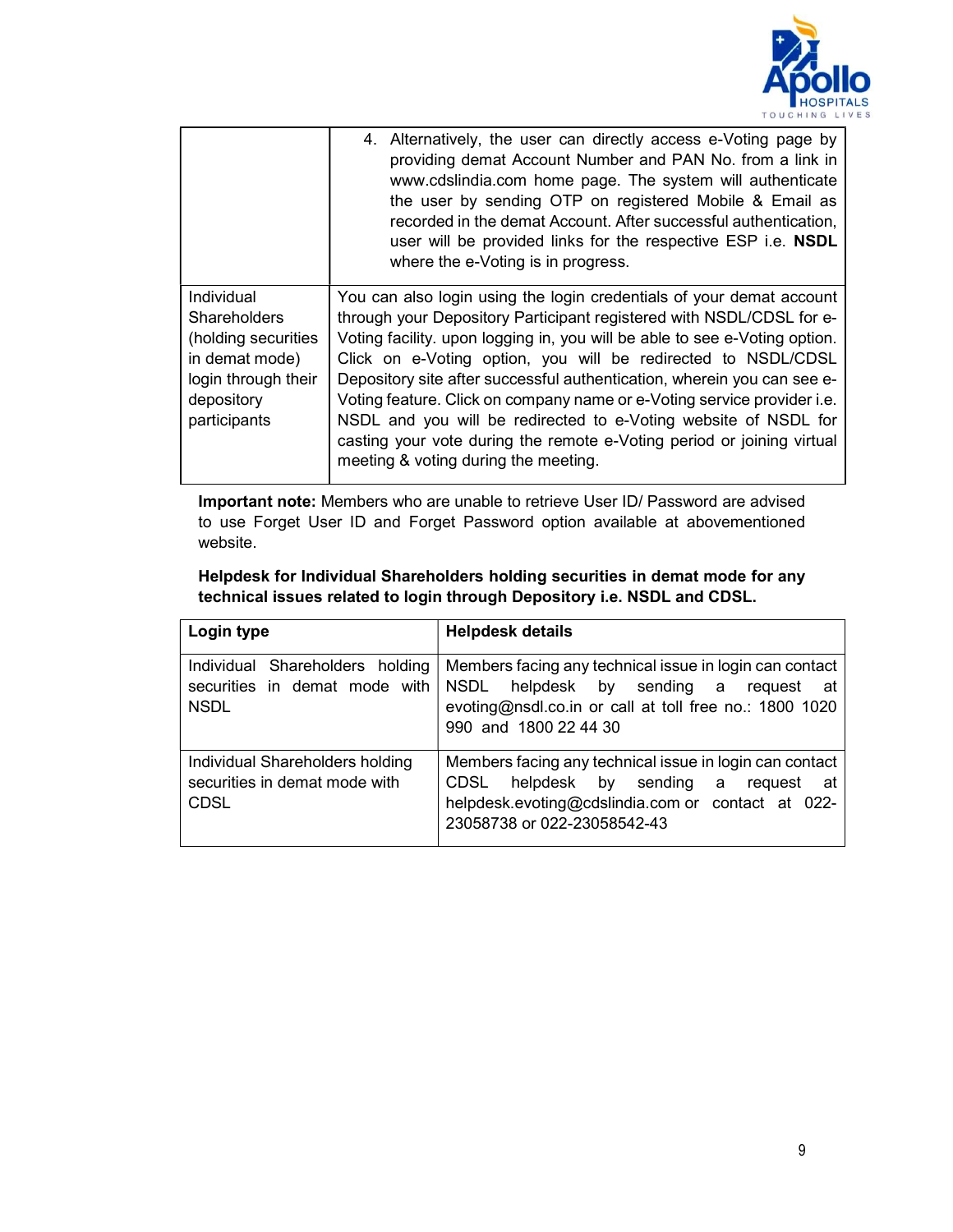| | 4. Alternatively, the user can directly access e-Voting page by providing demat Account Number and PAN No. from a link in www.cdslindia.com home page. The system will authenticate the user by sending OTP on registered Mobile & Email as recorded in the demat Account. After successful authentication, user will be provided links for the respective ESP i.e. **NSDL** where the e-Voting is in progress. |
|---|---|
| Individual Shareholders (holding securities in demat mode) login through their depository participants | You can also login using the login credentials of your demat account through your Depository Participant registered with NSDL/CDSL for e-Voting facility. upon logging in, you will be able to see e-Voting option. Click on e-Voting option, you will be redirected to NSDL/CDSL Depository site after successful authentication, wherein you can see e-Voting feature. Click on company name or e-Voting service provider i.e. NSDL and you will be redirected to e-Voting website of NSDL for casting your vote during the remote e-Voting period or joining virtual meeting & voting during the meeting. |

**Important note:** Members who are unable to retrieve User ID/ Password are advised to use Forget User ID and Forget Password option available at abovementioned website.

**Helpdesk for Individual Shareholders holding securities in demat mode for any technical issues related to login through Depository i.e. NSDL and CDSL.**

| Login type | Helpdesk details |
|---|---|
| Individual Shareholders holding securities in demat mode with NSDL | Members facing any technical issue in login can contact NSDL helpdesk by sending a request at evoting@nsdl.co.in or call at toll free no.: 1800 1020 990 and 1800 22 44 30 |
| Individual Shareholders holding securities in demat mode with CDSL | Members facing any technical issue in login can contact CDSL helpdesk by sending a request at helpdesk.evoting@cdslindia.com or contact at 022-23058738 or 022-23058542-43 |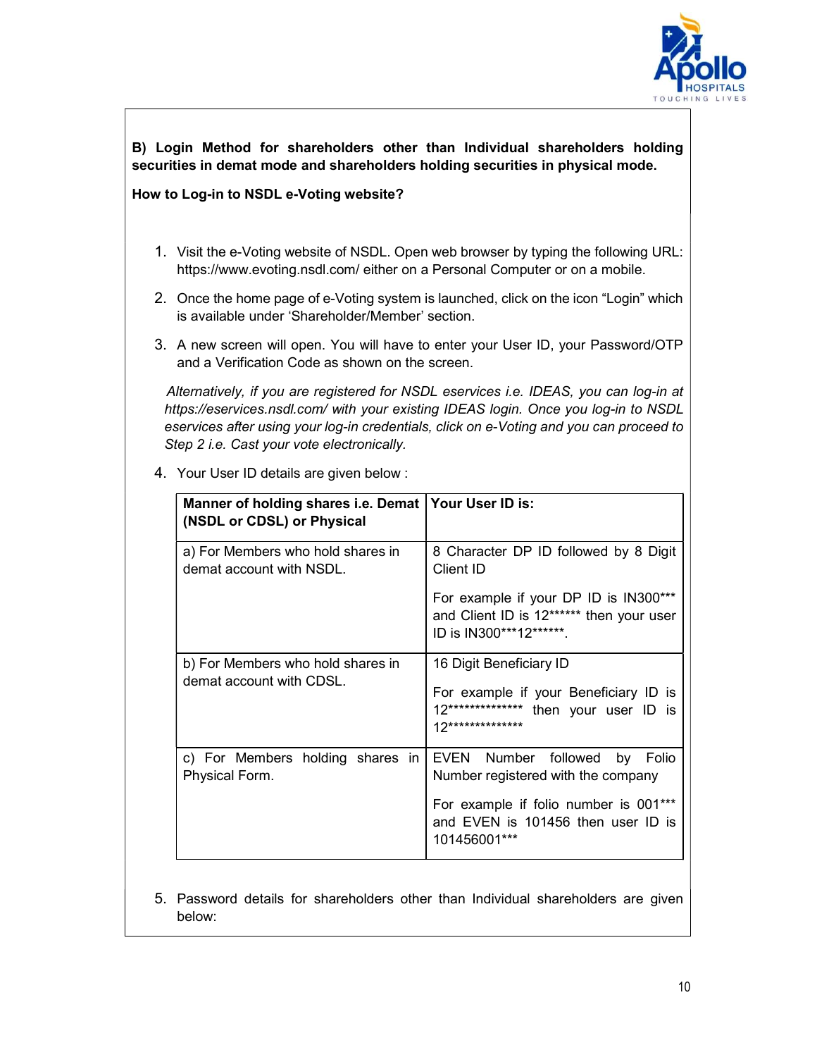**B) Login Method for shareholders other than Individual shareholders holding securities in demat mode and shareholders holding securities in physical mode.**

**How to Log-in to NSDL e-Voting website?**

1. Visit the e-Voting website of NSDL. Open web browser by typing the following URL: https://www.evoting.nsdl.com/ either on a Personal Computer or on a mobile.
2. Once the home page of e-Voting system is launched, click on the icon "Login" which is available under 'Shareholder/Member' section.
3. A new screen will open. You will have to enter your User ID, your Password/OTP and a Verification Code as shown on the screen.

   *Alternatively, if you are registered for NSDL eservices i.e. IDEAS, you can log-in at https://eservices.nsdl.com/ with your existing IDEAS login. Once you log-in to NSDL eservices after using your log-in credentials, click on e-Voting and you can proceed to Step 2 i.e. Cast your vote electronically.*

4. Your User ID details are given below :

| **Manner of holding shares i.e. Demat (NSDL or CDSL) or Physical** | **Your User ID is:** |
|---|---|
| a) For Members who hold shares in demat account with NSDL. | 8 Character DP ID followed by 8 Digit Client ID<br><br>For example if your DP ID is IN300*** and Client ID is 12****** then your user ID is IN300***12******. |
| b) For Members who hold shares in demat account with CDSL. | 16 Digit Beneficiary ID<br><br>For example if your Beneficiary ID is 12************** then your user ID is 12************** |
| c) For Members holding shares in Physical Form. | EVEN Number followed by Folio Number registered with the company<br><br>For example if folio number is 001*** and EVEN is 101456 then user ID is 101456001*** |

5. Password details for shareholders other than Individual shareholders are given below: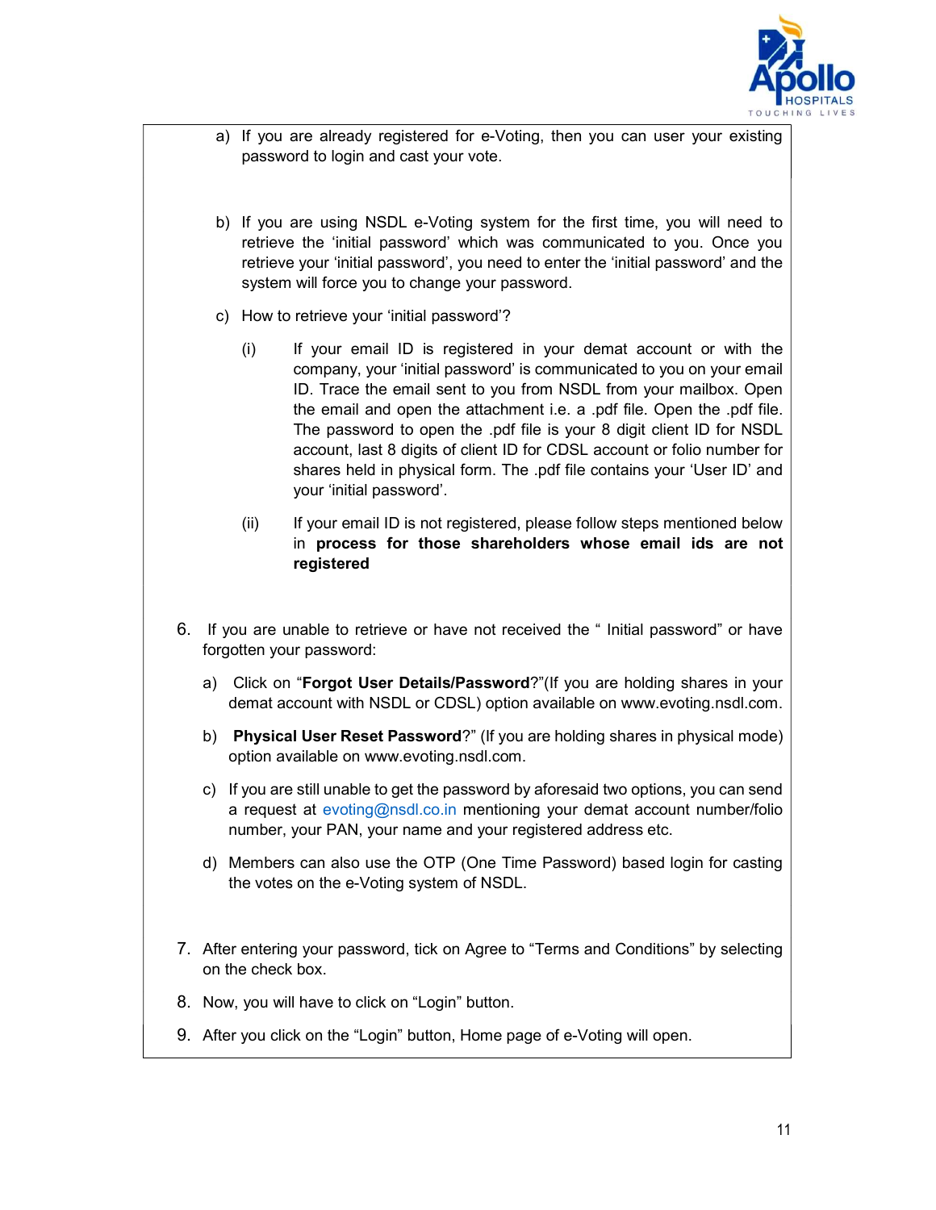a) If you are already registered for e-Voting, then you can user your existing password to login and cast your vote.

b) If you are using NSDL e-Voting system for the first time, you will need to retrieve the 'initial password' which was communicated to you. Once you retrieve your 'initial password', you need to enter the 'initial password' and the system will force you to change your password.

c) How to retrieve your 'initial password'?

   (i) If your email ID is registered in your demat account or with the company, your 'initial password' is communicated to you on your email ID. Trace the email sent to you from NSDL from your mailbox. Open the email and open the attachment i.e. a .pdf file. Open the .pdf file. The password to open the .pdf file is your 8 digit client ID for NSDL account, last 8 digits of client ID for CDSL account or folio number for shares held in physical form. The .pdf file contains your 'User ID' and your 'initial password'.

   (ii) If your email ID is not registered, please follow steps mentioned below in **process for those shareholders whose email ids are not registered**

6. If you are unable to retrieve or have not received the " Initial password" or have forgotten your password:

   a) Click on "**Forgot User Details/Password**?"(If you are holding shares in your demat account with NSDL or CDSL) option available on www.evoting.nsdl.com.

   b) **Physical User Reset Password**?" (If you are holding shares in physical mode) option available on www.evoting.nsdl.com.

   c) If you are still unable to get the password by aforesaid two options, you can send a request at evoting@nsdl.co.in mentioning your demat account number/folio number, your PAN, your name and your registered address etc.

   d) Members can also use the OTP (One Time Password) based login for casting the votes on the e-Voting system of NSDL.

7. After entering your password, tick on Agree to "Terms and Conditions" by selecting on the check box.

8. Now, you will have to click on "Login" button.

9. After you click on the "Login" button, Home page of e-Voting will open.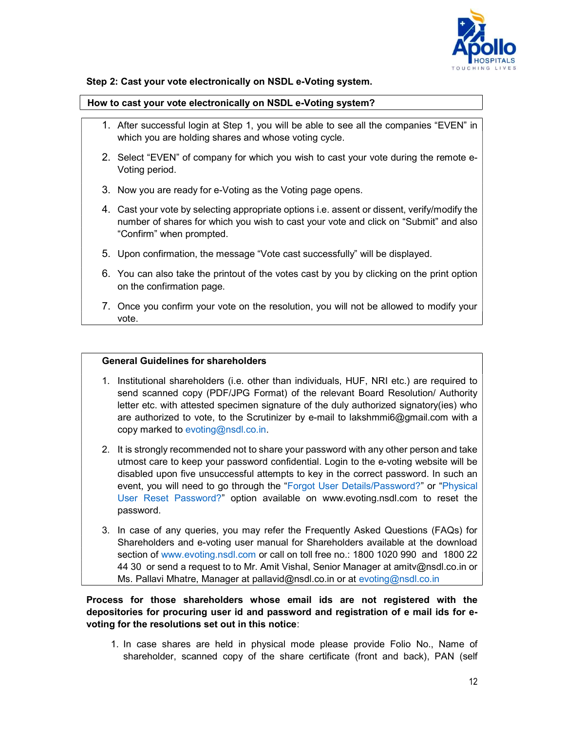**Step 2: Cast your vote electronically on NSDL e-Voting system.**

**How to cast your vote electronically on NSDL e-Voting system?**

1. After successful login at Step 1, you will be able to see all the companies "EVEN" in which you are holding shares and whose voting cycle.
2. Select "EVEN" of company for which you wish to cast your vote during the remote e-Voting period.
3. Now you are ready for e-Voting as the Voting page opens.
4. Cast your vote by selecting appropriate options i.e. assent or dissent, verify/modify the number of shares for which you wish to cast your vote and click on "Submit" and also "Confirm" when prompted.
5. Upon confirmation, the message "Vote cast successfully" will be displayed.
6. You can also take the printout of the votes cast by you by clicking on the print option on the confirmation page.
7. Once you confirm your vote on the resolution, you will not be allowed to modify your vote.

**General Guidelines for shareholders**

1. Institutional shareholders (i.e. other than individuals, HUF, NRI etc.) are required to send scanned copy (PDF/JPG Format) of the relevant Board Resolution/ Authority letter etc. with attested specimen signature of the duly authorized signatory(ies) who are authorized to vote, to the Scrutinizer by e-mail to lakshmmi6@gmail.com with a copy marked to evoting@nsdl.co.in.
2. It is strongly recommended not to share your password with any other person and take utmost care to keep your password confidential. Login to the e-voting website will be disabled upon five unsuccessful attempts to key in the correct password. In such an event, you will need to go through the "Forgot User Details/Password?" or "Physical User Reset Password?" option available on www.evoting.nsdl.com to reset the password.
3. In case of any queries, you may refer the Frequently Asked Questions (FAQs) for Shareholders and e-voting user manual for Shareholders available at the download section of www.evoting.nsdl.com or call on toll free no.: 1800 1020 990 and 1800 22 44 30 or send a request to to Mr. Amit Vishal, Senior Manager at amitv@nsdl.co.in or Ms. Pallavi Mhatre, Manager at pallavid@nsdl.co.in or at evoting@nsdl.co.in

**Process for those shareholders whose email ids are not registered with the depositories for procuring user id and password and registration of e mail ids for e-voting for the resolutions set out in this notice**:

1. In case shares are held in physical mode please provide Folio No., Name of shareholder, scanned copy of the share certificate (front and back), PAN (self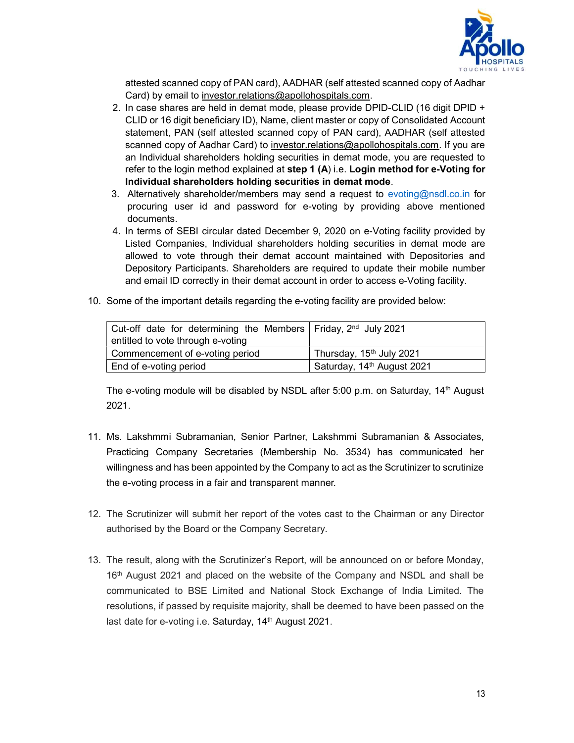attested scanned copy of PAN card), AADHAR (self attested scanned copy of Aadhar Card) by email to investor.relations@apollohospitals.com.

2. In case shares are held in demat mode, please provide DPID-CLID (16 digit DPID + CLID or 16 digit beneficiary ID), Name, client master or copy of Consolidated Account statement, PAN (self attested scanned copy of PAN card), AADHAR (self attested scanned copy of Aadhar Card) to investor.relations@apollohospitals.com. If you are an Individual shareholders holding securities in demat mode, you are requested to refer to the login method explained at **step 1 (A**) i.e. **Login method for e-Voting for Individual shareholders holding securities in demat mode**.
3. Alternatively shareholder/members may send a request to evoting@nsdl.co.in for procuring user id and password for e-voting by providing above mentioned documents.
4. In terms of SEBI circular dated December 9, 2020 on e-Voting facility provided by Listed Companies, Individual shareholders holding securities in demat mode are allowed to vote through their demat account maintained with Depositories and Depository Participants. Shareholders are required to update their mobile number and email ID correctly in their demat account in order to access e-Voting facility.

10. Some of the important details regarding the e-voting facility are provided below:

| | |
|---|---|
| Cut-off date for determining the Members entitled to vote through e-voting | Friday, 2nd July 2021 |
| Commencement of e-voting period | Thursday, 15th July 2021 |
| End of e-voting period | Saturday, 14th August 2021 |

The e-voting module will be disabled by NSDL after 5:00 p.m. on Saturday, 14th August 2021.

11. Ms. Lakshmmi Subramanian, Senior Partner, Lakshmmi Subramanian & Associates, Practicing Company Secretaries (Membership No. 3534) has communicated her willingness and has been appointed by the Company to act as the Scrutinizer to scrutinize the e-voting process in a fair and transparent manner.

12. The Scrutinizer will submit her report of the votes cast to the Chairman or any Director authorised by the Board or the Company Secretary.

13. The result, along with the Scrutinizer's Report, will be announced on or before Monday, 16th August 2021 and placed on the website of the Company and NSDL and shall be communicated to BSE Limited and National Stock Exchange of India Limited. The resolutions, if passed by requisite majority, shall be deemed to have been passed on the last date for e-voting i.e. Saturday, 14th August 2021.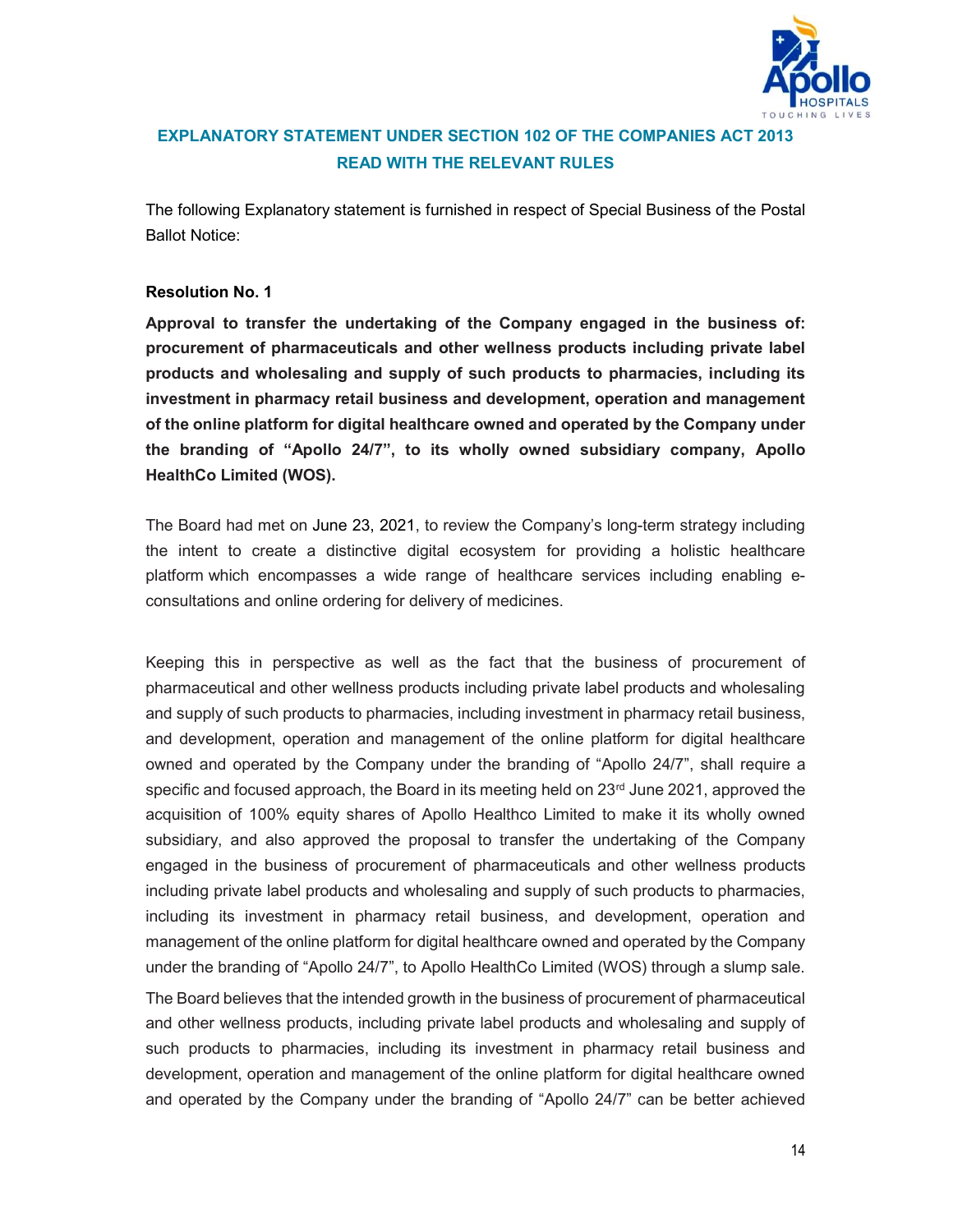## EXPLANATORY STATEMENT UNDER SECTION 102 OF THE COMPANIES ACT 2013 READ WITH THE RELEVANT RULES

The following Explanatory statement is furnished in respect of Special Business of the Postal Ballot Notice:

**Resolution No. 1**

**Approval to transfer the undertaking of the Company engaged in the business of: procurement of pharmaceuticals and other wellness products including private label products and wholesaling and supply of such products to pharmacies, including its investment in pharmacy retail business and development, operation and management of the online platform for digital healthcare owned and operated by the Company under the branding of "Apollo 24/7", to its wholly owned subsidiary company, Apollo HealthCo Limited (WOS).**

The Board had met on June 23, 2021, to review the Company's long-term strategy including the intent to create a distinctive digital ecosystem for providing a holistic healthcare platform which encompasses a wide range of healthcare services including enabling e-consultations and online ordering for delivery of medicines.

Keeping this in perspective as well as the fact that the business of procurement of pharmaceutical and other wellness products including private label products and wholesaling and supply of such products to pharmacies, including investment in pharmacy retail business, and development, operation and management of the online platform for digital healthcare owned and operated by the Company under the branding of "Apollo 24/7", shall require a specific and focused approach, the Board in its meeting held on 23rd June 2021, approved the acquisition of 100% equity shares of Apollo Healthco Limited to make it its wholly owned subsidiary, and also approved the proposal to transfer the undertaking of the Company engaged in the business of procurement of pharmaceuticals and other wellness products including private label products and wholesaling and supply of such products to pharmacies, including its investment in pharmacy retail business, and development, operation and management of the online platform for digital healthcare owned and operated by the Company under the branding of "Apollo 24/7", to Apollo HealthCo Limited (WOS) through a slump sale.

The Board believes that the intended growth in the business of procurement of pharmaceutical and other wellness products, including private label products and wholesaling and supply of such products to pharmacies, including its investment in pharmacy retail business and development, operation and management of the online platform for digital healthcare owned and operated by the Company under the branding of "Apollo 24/7" can be better achieved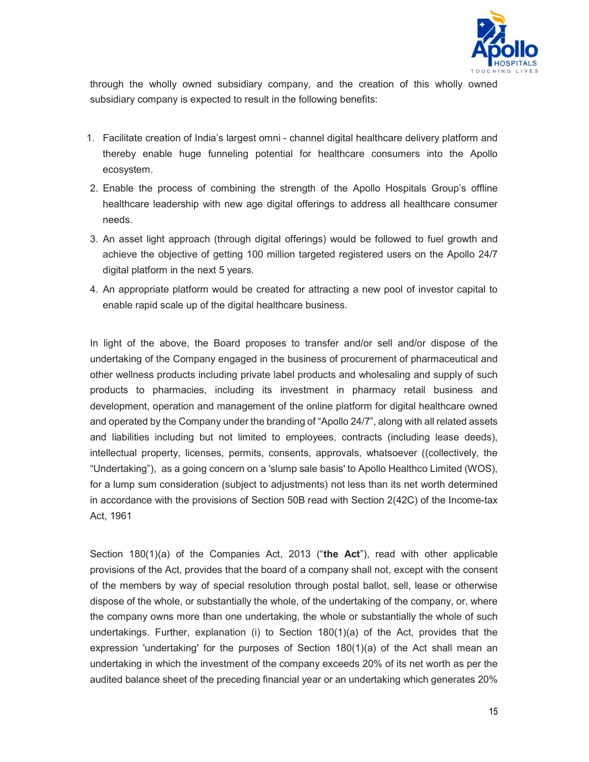through the wholly owned subsidiary company, and the creation of this wholly owned subsidiary company is expected to result in the following benefits:

1. Facilitate creation of India's largest omni - channel digital healthcare delivery platform and thereby enable huge funneling potential for healthcare consumers into the Apollo ecosystem.
2. Enable the process of combining the strength of the Apollo Hospitals Group's offline healthcare leadership with new age digital offerings to address all healthcare consumer needs.
3. An asset light approach (through digital offerings) would be followed to fuel growth and achieve the objective of getting 100 million targeted registered users on the Apollo 24/7 digital platform in the next 5 years.
4. An appropriate platform would be created for attracting a new pool of investor capital to enable rapid scale up of the digital healthcare business.

In light of the above, the Board proposes to transfer and/or sell and/or dispose of the undertaking of the Company engaged in the business of procurement of pharmaceutical and other wellness products including private label products and wholesaling and supply of such products to pharmacies, including its investment in pharmacy retail business and development, operation and management of the online platform for digital healthcare owned and operated by the Company under the branding of "Apollo 24/7", along with all related assets and liabilities including but not limited to employees, contracts (including lease deeds), intellectual property, licenses, permits, consents, approvals, whatsoever ((collectively, the "Undertaking"), as a going concern on a 'slump sale basis' to Apollo Healthco Limited (WOS), for a lump sum consideration (subject to adjustments) not less than its net worth determined in accordance with the provisions of Section 50B read with Section 2(42C) of the Income-tax Act, 1961

Section 180(1)(a) of the Companies Act, 2013 ("**the Act**"), read with other applicable provisions of the Act, provides that the board of a company shall not, except with the consent of the members by way of special resolution through postal ballot, sell, lease or otherwise dispose of the whole, or substantially the whole, of the undertaking of the company, or, where the company owns more than one undertaking, the whole or substantially the whole of such undertakings. Further, explanation (i) to Section 180(1)(a) of the Act, provides that the expression 'undertaking' for the purposes of Section 180(1)(a) of the Act shall mean an undertaking in which the investment of the company exceeds 20% of its net worth as per the audited balance sheet of the preceding financial year or an undertaking which generates 20%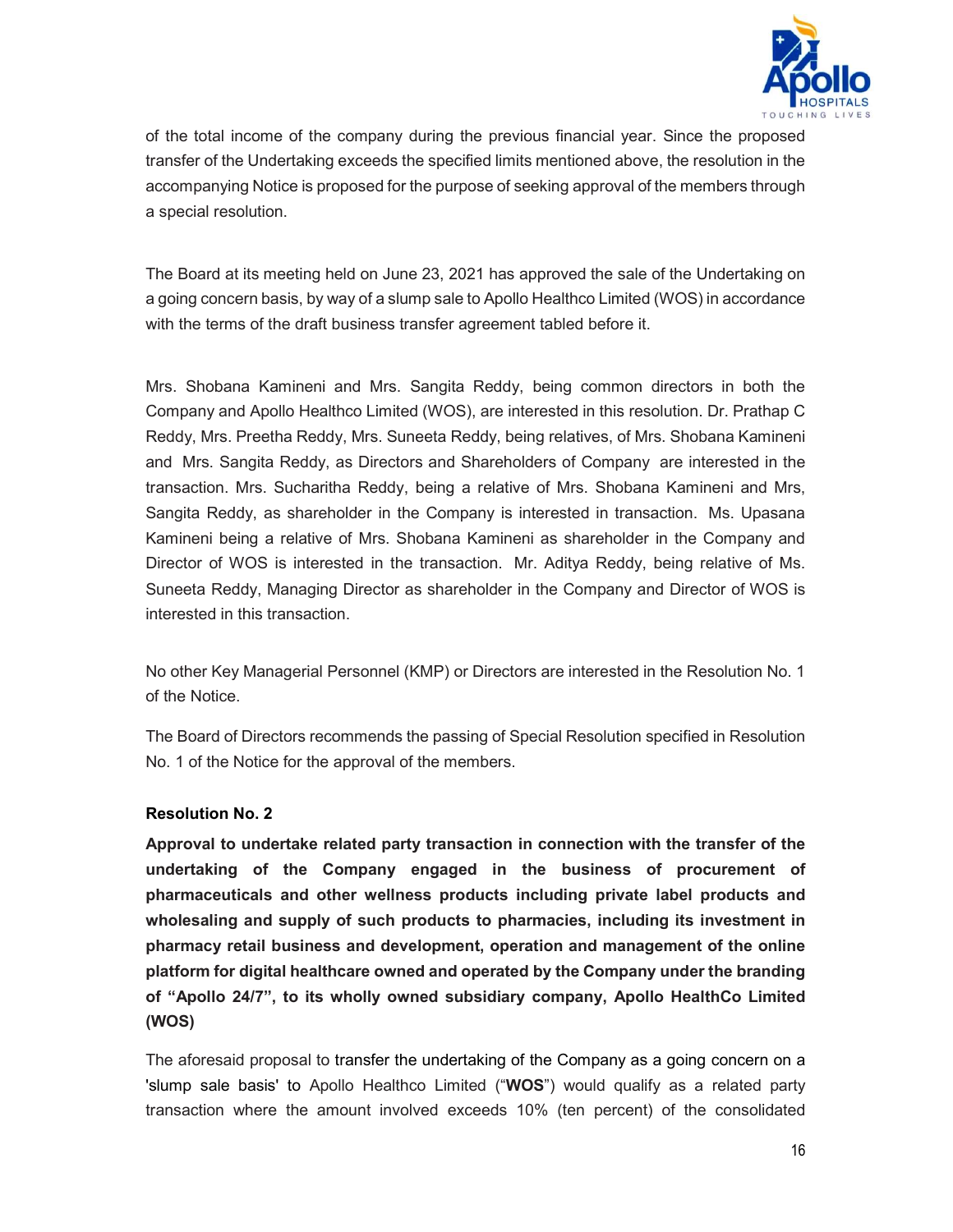of the total income of the company during the previous financial year. Since the proposed transfer of the Undertaking exceeds the specified limits mentioned above, the resolution in the accompanying Notice is proposed for the purpose of seeking approval of the members through a special resolution.

The Board at its meeting held on June 23, 2021 has approved the sale of the Undertaking on a going concern basis, by way of a slump sale to Apollo Healthco Limited (WOS) in accordance with the terms of the draft business transfer agreement tabled before it.

Mrs. Shobana Kamineni and Mrs. Sangita Reddy, being common directors in both the Company and Apollo Healthco Limited (WOS), are interested in this resolution. Dr. Prathap C Reddy, Mrs. Preetha Reddy, Mrs. Suneeta Reddy, being relatives, of Mrs. Shobana Kamineni and Mrs. Sangita Reddy, as Directors and Shareholders of Company are interested in the transaction. Mrs. Sucharitha Reddy, being a relative of Mrs. Shobana Kamineni and Mrs, Sangita Reddy, as shareholder in the Company is interested in transaction. Ms. Upasana Kamineni being a relative of Mrs. Shobana Kamineni as shareholder in the Company and Director of WOS is interested in the transaction. Mr. Aditya Reddy, being relative of Ms. Suneeta Reddy, Managing Director as shareholder in the Company and Director of WOS is interested in this transaction.

No other Key Managerial Personnel (KMP) or Directors are interested in the Resolution No. 1 of the Notice.

The Board of Directors recommends the passing of Special Resolution specified in Resolution No. 1 of the Notice for the approval of the members.

**Resolution No. 2**

**Approval to undertake related party transaction in connection with the transfer of the undertaking of the Company engaged in the business of procurement of pharmaceuticals and other wellness products including private label products and wholesaling and supply of such products to pharmacies, including its investment in pharmacy retail business and development, operation and management of the online platform for digital healthcare owned and operated by the Company under the branding of "Apollo 24/7", to its wholly owned subsidiary company, Apollo HealthCo Limited (WOS)**

The aforesaid proposal to transfer the undertaking of the Company as a going concern on a 'slump sale basis' to Apollo Healthco Limited ("**WOS**") would qualify as a related party transaction where the amount involved exceeds 10% (ten percent) of the consolidated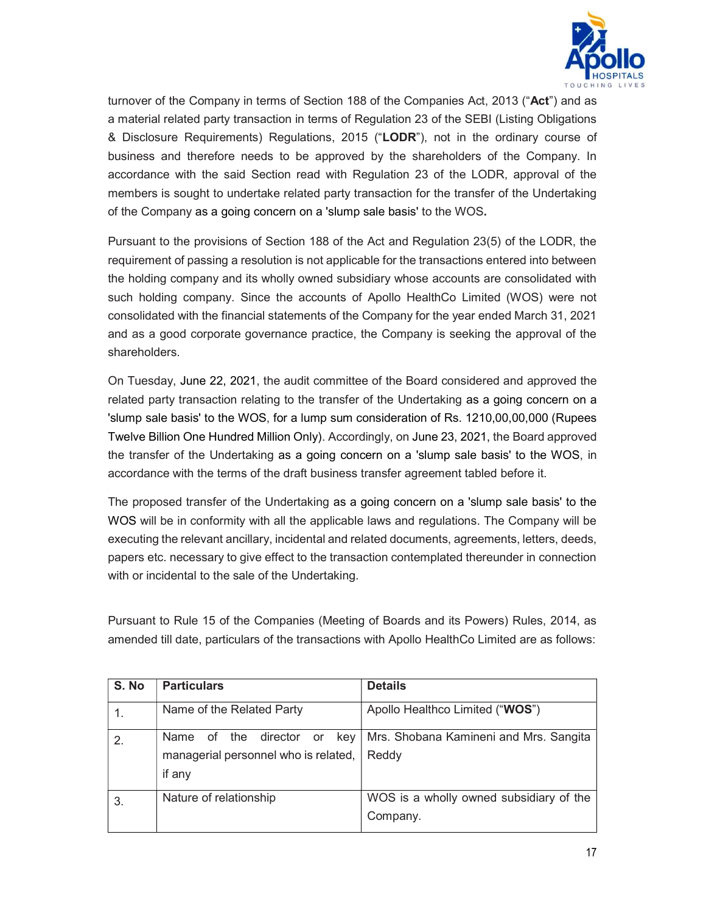turnover of the Company in terms of Section 188 of the Companies Act, 2013 ("**Act**") and as a material related party transaction in terms of Regulation 23 of the SEBI (Listing Obligations & Disclosure Requirements) Regulations, 2015 ("**LODR**"), not in the ordinary course of business and therefore needs to be approved by the shareholders of the Company. In accordance with the said Section read with Regulation 23 of the LODR, approval of the members is sought to undertake related party transaction for the transfer of the Undertaking of the Company as a going concern on a 'slump sale basis' to the WOS.

Pursuant to the provisions of Section 188 of the Act and Regulation 23(5) of the LODR, the requirement of passing a resolution is not applicable for the transactions entered into between the holding company and its wholly owned subsidiary whose accounts are consolidated with such holding company. Since the accounts of Apollo HealthCo Limited (WOS) were not consolidated with the financial statements of the Company for the year ended March 31, 2021 and as a good corporate governance practice, the Company is seeking the approval of the shareholders.

On Tuesday, June 22, 2021, the audit committee of the Board considered and approved the related party transaction relating to the transfer of the Undertaking as a going concern on a 'slump sale basis' to the WOS, for a lump sum consideration of Rs. 1210,00,00,000 (Rupees Twelve Billion One Hundred Million Only). Accordingly, on June 23, 2021, the Board approved the transfer of the Undertaking as a going concern on a 'slump sale basis' to the WOS, in accordance with the terms of the draft business transfer agreement tabled before it.

The proposed transfer of the Undertaking as a going concern on a 'slump sale basis' to the WOS will be in conformity with all the applicable laws and regulations. The Company will be executing the relevant ancillary, incidental and related documents, agreements, letters, deeds, papers etc. necessary to give effect to the transaction contemplated thereunder in connection with or incidental to the sale of the Undertaking.

Pursuant to Rule 15 of the Companies (Meeting of Boards and its Powers) Rules, 2014, as amended till date, particulars of the transactions with Apollo HealthCo Limited are as follows:

| S. No | Particulars | Details |
|---|---|---|
| 1. | Name of the Related Party | Apollo Healthco Limited ("**WOS**") |
| 2. | Name of the director or key managerial personnel who is related, if any | Mrs. Shobana Kamineni and Mrs. Sangita Reddy |
| 3. | Nature of relationship | WOS is a wholly owned subsidiary of the Company. |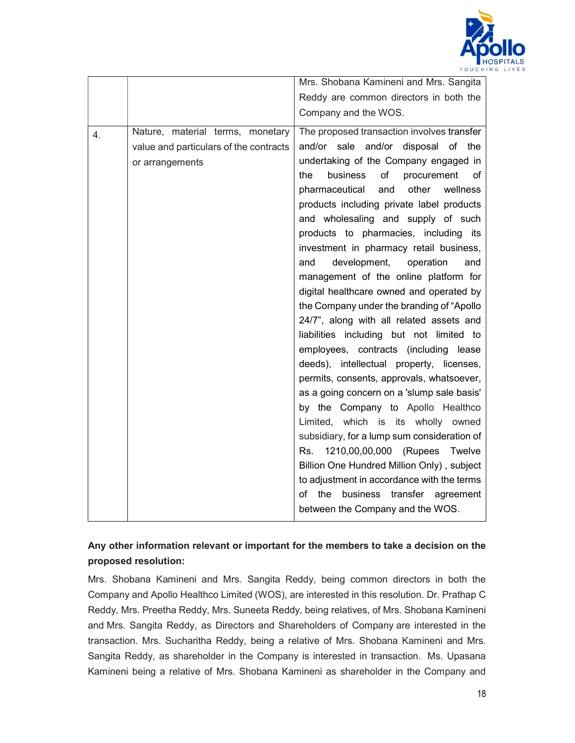|  |  | Mrs. Shobana Kamineni and Mrs. Sangita Reddy are common directors in both the Company and the WOS. |
|---|---|---|
| 4. | Nature, material terms, monetary value and particulars of the contracts or arrangements | The proposed transaction involves transfer and/or sale and/or disposal of the undertaking of the Company engaged in the business of procurement of pharmaceutical and other wellness products including private label products and wholesaling and supply of such products to pharmacies, including its investment in pharmacy retail business, and development, operation and management of the online platform for digital healthcare owned and operated by the Company under the branding of "Apollo 24/7", along with all related assets and liabilities including but not limited to employees, contracts (including lease deeds), intellectual property, licenses, permits, consents, approvals, whatsoever, as a going concern on a 'slump sale basis' by the Company to Apollo Healthco Limited, which is its wholly owned subsidiary, for a lump sum consideration of Rs. 1210,00,00,000 (Rupees Twelve Billion One Hundred Million Only) , subject to adjustment in accordance with the terms of the business transfer agreement between the Company and the WOS. |

**Any other information relevant or important for the members to take a decision on the proposed resolution:**

Mrs. Shobana Kamineni and Mrs. Sangita Reddy, being common directors in both the Company and Apollo Healthco Limited (WOS), are interested in this resolution. Dr. Prathap C Reddy, Mrs. Preetha Reddy, Mrs. Suneeta Reddy, being relatives, of Mrs. Shobana Kamineni and Mrs. Sangita Reddy, as Directors and Shareholders of Company are interested in the transaction. Mrs. Sucharitha Reddy, being a relative of Mrs. Shobana Kamineni and Mrs. Sangita Reddy, as shareholder in the Company is interested in transaction. Ms. Upasana Kamineni being a relative of Mrs. Shobana Kamineni as shareholder in the Company and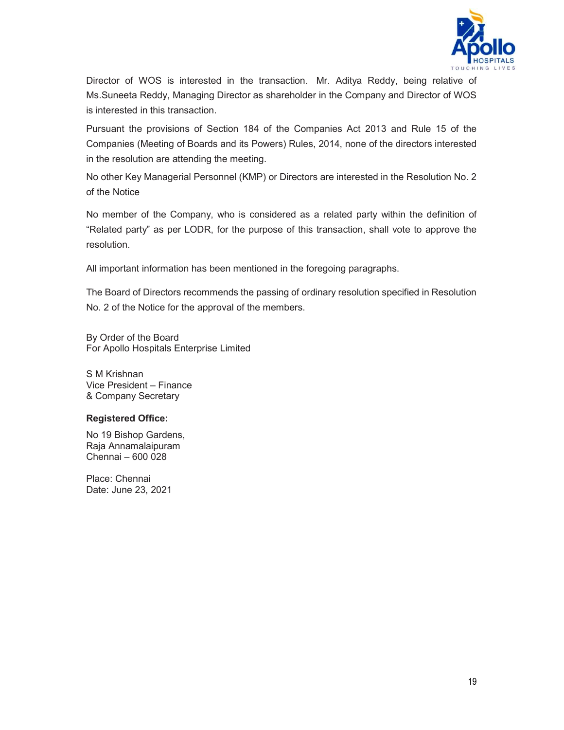Director of WOS is interested in the transaction. Mr. Aditya Reddy, being relative of Ms.Suneeta Reddy, Managing Director as shareholder in the Company and Director of WOS is interested in this transaction.

Pursuant the provisions of Section 184 of the Companies Act 2013 and Rule 15 of the Companies (Meeting of Boards and its Powers) Rules, 2014, none of the directors interested in the resolution are attending the meeting.

No other Key Managerial Personnel (KMP) or Directors are interested in the Resolution No. 2 of the Notice

No member of the Company, who is considered as a related party within the definition of "Related party" as per LODR, for the purpose of this transaction, shall vote to approve the resolution.

All important information has been mentioned in the foregoing paragraphs.

The Board of Directors recommends the passing of ordinary resolution specified in Resolution No. 2 of the Notice for the approval of the members.

By Order of the Board
For Apollo Hospitals Enterprise Limited

S M Krishnan
Vice President – Finance
& Company Secretary

**Registered Office:**

No 19 Bishop Gardens,
Raja Annamalaipuram
Chennai – 600 028

Place: Chennai
Date: June 23, 2021